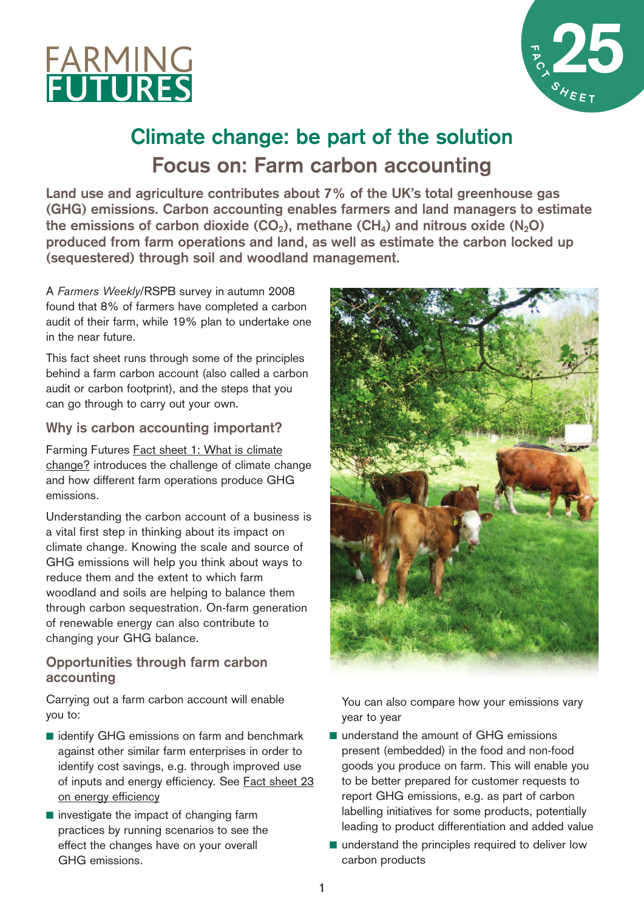FARMING FUTURES

FACT SHEET 25

# Climate change: be part of the solution

## Focus on: Farm carbon accounting

**Land use and agriculture contributes about 7% of the UK's total greenhouse gas (GHG) emissions. Carbon accounting enables farmers and land managers to estimate the emissions of carbon dioxide ($CO_2$), methane ($CH_4$) and nitrous oxide ($N_2O$) produced from farm operations and land, as well as estimate the carbon locked up (sequestered) through soil and woodland management.**

A *Farmers Weekly*/RSPB survey in autumn 2008 found that 8% of farmers have completed a carbon audit of their farm, while 19% plan to undertake one in the near future.

This fact sheet runs through some of the principles behind a farm carbon account (also called a carbon audit or carbon footprint), and the steps that you can go through to carry out your own.

### Why is carbon accounting important?

Farming Futures Fact sheet 1: What is climate change? introduces the challenge of climate change and how different farm operations produce GHG emissions.

Understanding the carbon account of a business is a vital first step in thinking about its impact on climate change. Knowing the scale and source of GHG emissions will help you think about ways to reduce them and the extent to which farm woodland and soils are helping to balance them through carbon sequestration. On-farm generation of renewable energy can also contribute to changing your GHG balance.

### Opportunities through farm carbon accounting

Carrying out a farm carbon account will enable you to:

- identify GHG emissions on farm and benchmark against other similar farm enterprises in order to identify cost savings, e.g. through improved use of inputs and energy efficiency. See Fact sheet 23 on energy efficiency
- investigate the impact of changing farm practices by running scenarios to see the effect the changes have on your overall GHG emissions. You can also compare how your emissions vary year to year
- understand the amount of GHG emissions present (embedded) in the food and non-food goods you produce on farm. This will enable you to be better prepared for customer requests to report GHG emissions, e.g. as part of carbon labelling initiatives for some products, potentially leading to product differentiation and added value
- understand the principles required to deliver low carbon products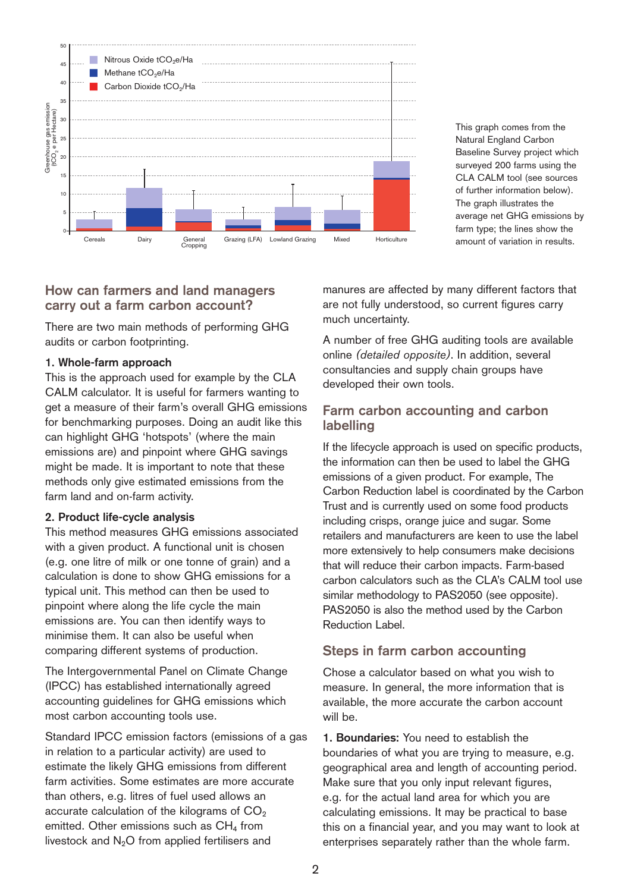This graph comes from the Natural England Carbon Baseline Survey project which surveyed 200 farms using the CLA CALM tool (see sources of further information below). The graph illustrates the average net GHG emissions by farm type; the lines show the amount of variation in results.

## How can farmers and land managers carry out a farm carbon account?

There are two main methods of performing GHG audits or carbon footprinting.

**1. Whole-farm approach**

This is the approach used for example by the CLA CALM calculator. It is useful for farmers wanting to get a measure of their farm's overall GHG emissions for benchmarking purposes. Doing an audit like this can highlight GHG 'hotspots' (where the main emissions are) and pinpoint where GHG savings might be made. It is important to note that these methods only give estimated emissions from the farm land and on-farm activity.

**2. Product life-cycle analysis**

This method measures GHG emissions associated with a given product. A functional unit is chosen (e.g. one litre of milk or one tonne of grain) and a calculation is done to show GHG emissions for a typical unit. This method can then be used to pinpoint where along the life cycle the main emissions are. You can then identify ways to minimise them. It can also be useful when comparing different systems of production.

The Intergovernmental Panel on Climate Change (IPCC) has established internationally agreed accounting guidelines for GHG emissions which most carbon accounting tools use.

Standard IPCC emission factors (emissions of a gas in relation to a particular activity) are used to estimate the likely GHG emissions from different farm activities. Some estimates are more accurate than others, e.g. litres of fuel used allows an accurate calculation of the kilograms of $CO_2$ emitted. Other emissions such as $CH_4$ from livestock and $N_2O$ from applied fertilisers and manures are affected by many different factors that are not fully understood, so current figures carry much uncertainty.

A number of free GHG auditing tools are available online *(detailed opposite)*. In addition, several consultancies and supply chain groups have developed their own tools.

## Farm carbon accounting and carbon labelling

If the lifecycle approach is used on specific products, the information can then be used to label the GHG emissions of a given product. For example, The Carbon Reduction label is coordinated by the Carbon Trust and is currently used on some food products including crisps, orange juice and sugar. Some retailers and manufacturers are keen to use the label more extensively to help consumers make decisions that will reduce their carbon impacts. Farm-based carbon calculators such as the CLA's CALM tool use similar methodology to PAS2050 (see opposite). PAS2050 is also the method used by the Carbon Reduction Label.

## Steps in farm carbon accounting

Chose a calculator based on what you wish to measure. In general, the more information that is available, the more accurate the carbon account will be.

**1. Boundaries:** You need to establish the boundaries of what you are trying to measure, e.g. geographical area and length of accounting period. Make sure that you only input relevant figures, e.g. for the actual land area for which you are calculating emissions. It may be practical to base this on a financial year, and you may want to look at enterprises separately rather than the whole farm.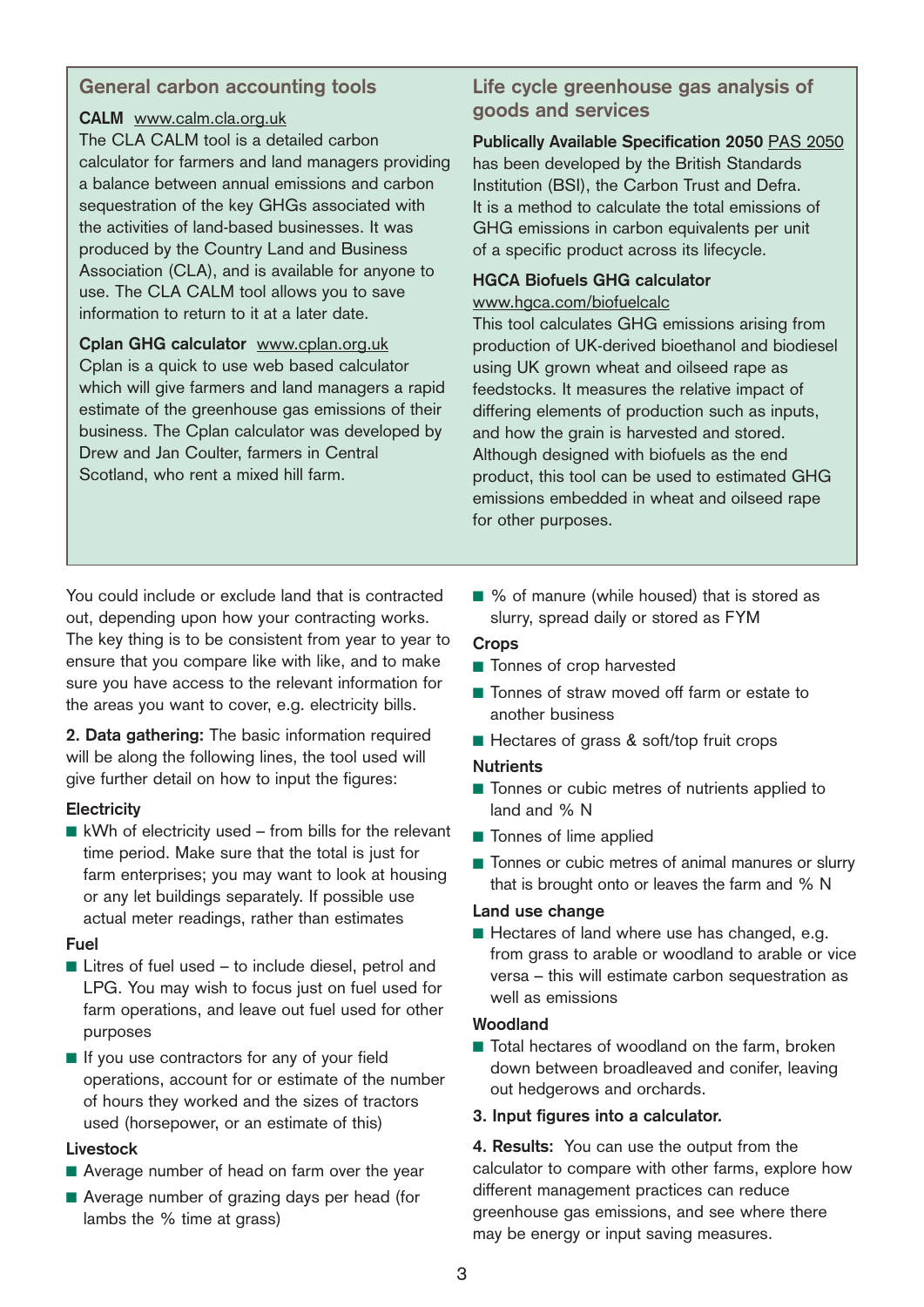## General carbon accounting tools

**CALM** www.calm.cla.org.uk
The CLA CALM tool is a detailed carbon calculator for farmers and land managers providing a balance between annual emissions and carbon sequestration of the key GHGs associated with the activities of land-based businesses. It was produced by the Country Land and Business Association (CLA), and is available for anyone to use. The CLA CALM tool allows you to save information to return to it at a later date.

**Cplan GHG calculator** www.cplan.org.uk
Cplan is a quick to use web based calculator which will give farmers and land managers a rapid estimate of the greenhouse gas emissions of their business. The Cplan calculator was developed by Drew and Jan Coulter, farmers in Central Scotland, who rent a mixed hill farm.

## Life cycle greenhouse gas analysis of goods and services

**Publically Available Specification 2050** PAS 2050
has been developed by the British Standards Institution (BSI), the Carbon Trust and Defra. It is a method to calculate the total emissions of GHG emissions in carbon equivalents per unit of a specific product across its lifecycle.

**HGCA Biofuels GHG calculator**
www.hgca.com/biofuelcalc
This tool calculates GHG emissions arising from production of UK-derived bioethanol and biodiesel using UK grown wheat and oilseed rape as feedstocks. It measures the relative impact of differing elements of production such as inputs, and how the grain is harvested and stored. Although designed with biofuels as the end product, this tool can be used to estimated GHG emissions embedded in wheat and oilseed rape for other purposes.

You could include or exclude land that is contracted out, depending upon how your contracting works. The key thing is to be consistent from year to year to ensure that you compare like with like, and to make sure you have access to the relevant information for the areas you want to cover, e.g. electricity bills.

**2. Data gathering:** The basic information required will be along the following lines, the tool used will give further detail on how to input the figures:

**Electricity**

- kWh of electricity used – from bills for the relevant time period. Make sure that the total is just for farm enterprises; you may want to look at housing or any let buildings separately. If possible use actual meter readings, rather than estimates

**Fuel**

- Litres of fuel used – to include diesel, petrol and LPG. You may wish to focus just on fuel used for farm operations, and leave out fuel used for other purposes
- If you use contractors for any of your field operations, account for or estimate of the number of hours they worked and the sizes of tractors used (horsepower, or an estimate of this)

**Livestock**

- Average number of head on farm over the year
- Average number of grazing days per head (for lambs the % time at grass)
- % of manure (while housed) that is stored as slurry, spread daily or stored as FYM

**Crops**

- Tonnes of crop harvested
- Tonnes of straw moved off farm or estate to another business
- Hectares of grass & soft/top fruit crops

**Nutrients**

- Tonnes or cubic metres of nutrients applied to land and % N
- Tonnes of lime applied
- Tonnes or cubic metres of animal manures or slurry that is brought onto or leaves the farm and % N

**Land use change**

- Hectares of land where use has changed, e.g. from grass to arable or woodland to arable or vice versa – this will estimate carbon sequestration as well as emissions

**Woodland**

- Total hectares of woodland on the farm, broken down between broadleaved and conifer, leaving out hedgerows and orchards.

**3. Input figures into a calculator.**

**4. Results:** You can use the output from the calculator to compare with other farms, explore how different management practices can reduce greenhouse gas emissions, and see where there may be energy or input saving measures.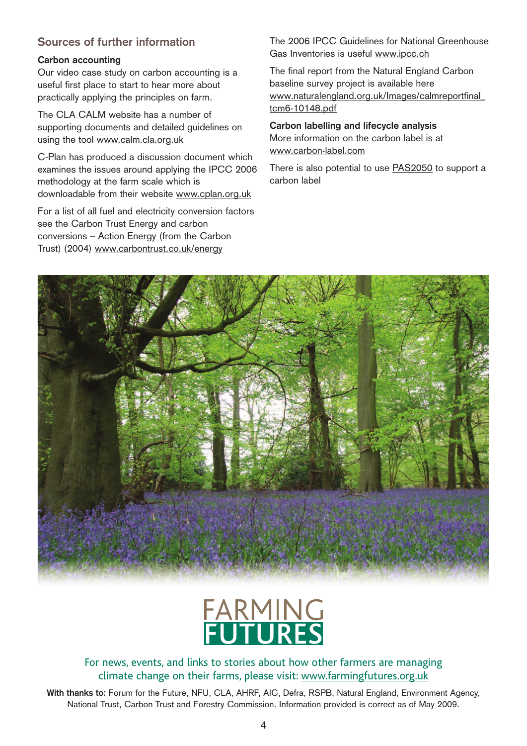## Sources of further information

### Carbon accounting

Our video case study on carbon accounting is a useful first place to start to hear more about practically applying the principles on farm.

The CLA CALM website has a number of supporting documents and detailed guidelines on using the tool www.calm.cla.org.uk

C-Plan has produced a discussion document which examines the issues around applying the IPCC 2006 methodology at the farm scale which is downloadable from their website www.cplan.org.uk

For a list of all fuel and electricity conversion factors see the Carbon Trust Energy and carbon conversions – Action Energy (from the Carbon Trust) (2004) www.carbontrust.co.uk/energy

The 2006 IPCC Guidelines for National Greenhouse Gas Inventories is useful www.ipcc.ch

The final report from the Natural England Carbon baseline survey project is available here www.naturalengland.org.uk/Images/calmreportfinal_tcm6-10148.pdf

### Carbon labelling and lifecycle analysis

More information on the carbon label is at www.carbon-label.com

There is also potential to use PAS2050 to support a carbon label

FARMING FUTURES

For news, events, and links to stories about how other farmers are managing climate change on their farms, please visit: www.farmingfutures.org.uk

**With thanks to:** Forum for the Future, NFU, CLA, AHRF, AIC, Defra, RSPB, Natural England, Environment Agency, National Trust, Carbon Trust and Forestry Commission. Information provided is correct as of May 2009.